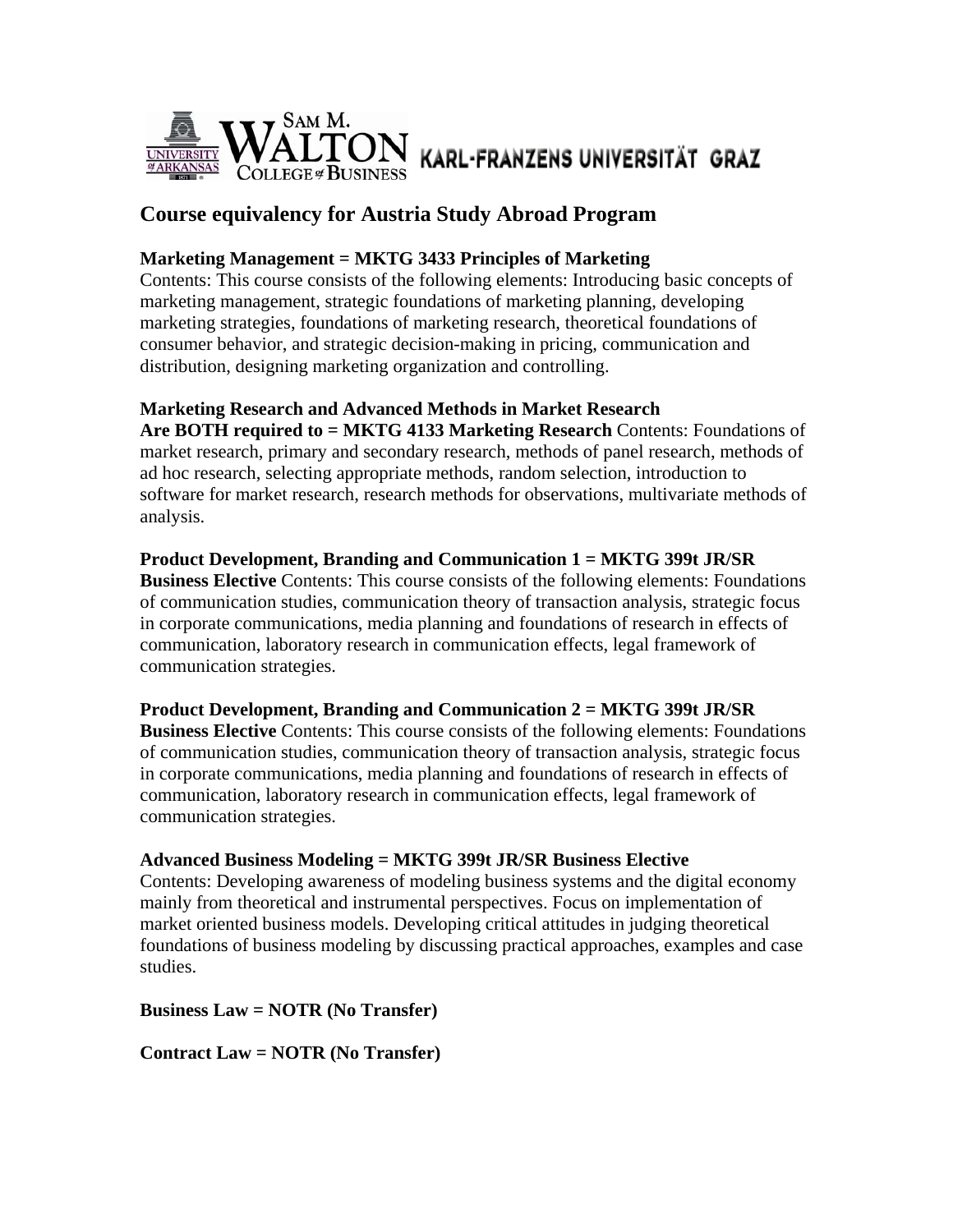SAM M. WALTON COLLEGE of BUSINESS — UNIVERSITY of ARKANSAS | KARL-FRANZENS UNIVERSITÄT GRAZ

## Course equivalency for Austria Study Abroad Program

**Marketing Management = MKTG 3433 Principles of Marketing**
Contents: This course consists of the following elements: Introducing basic concepts of marketing management, strategic foundations of marketing planning, developing marketing strategies, foundations of marketing research, theoretical foundations of consumer behavior, and strategic decision-making in pricing, communication and distribution, designing marketing organization and controlling.

**Marketing Research and Advanced Methods in Market Research**
**Are BOTH required to = MKTG 4133 Marketing Research** Contents: Foundations of market research, primary and secondary research, methods of panel research, methods of ad hoc research, selecting appropriate methods, random selection, introduction to software for market research, research methods for observations, multivariate methods of analysis.

**Product Development, Branding and Communication 1 = MKTG 399t JR/SR Business Elective** Contents: This course consists of the following elements: Foundations of communication studies, communication theory of transaction analysis, strategic focus in corporate communications, media planning and foundations of research in effects of communication, laboratory research in communication effects, legal framework of communication strategies.

**Product Development, Branding and Communication 2 = MKTG 399t JR/SR Business Elective** Contents: This course consists of the following elements: Foundations of communication studies, communication theory of transaction analysis, strategic focus in corporate communications, media planning and foundations of research in effects of communication, laboratory research in communication effects, legal framework of communication strategies.

**Advanced Business Modeling = MKTG 399t JR/SR Business Elective**
Contents: Developing awareness of modeling business systems and the digital economy mainly from theoretical and instrumental perspectives. Focus on implementation of market oriented business models. Developing critical attitudes in judging theoretical foundations of business modeling by discussing practical approaches, examples and case studies.

**Business Law = NOTR (No Transfer)**

**Contract Law = NOTR (No Transfer)**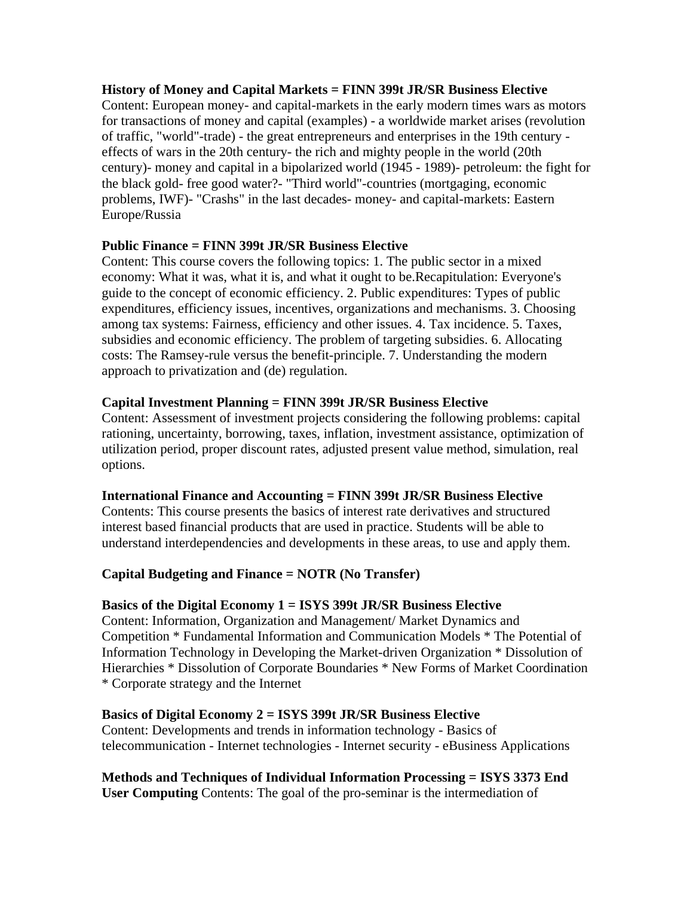**History of Money and Capital Markets = FINN 399t JR/SR Business Elective**
Content: European money- and capital-markets in the early modern times wars as motors for transactions of money and capital (examples) - a worldwide market arises (revolution of traffic, "world"-trade) - the great entrepreneurs and enterprises in the 19th century - effects of wars in the 20th century- the rich and mighty people in the world (20th century)- money and capital in a bipolarized world (1945 - 1989)- petroleum: the fight for the black gold- free good water?- "Third world"-countries (mortgaging, economic problems, IWF)- "Crashs" in the last decades- money- and capital-markets: Eastern Europe/Russia

**Public Finance = FINN 399t JR/SR Business Elective**
Content: This course covers the following topics: 1. The public sector in a mixed economy: What it was, what it is, and what it ought to be.Recapitulation: Everyone's guide to the concept of economic efficiency. 2. Public expenditures: Types of public expenditures, efficiency issues, incentives, organizations and mechanisms. 3. Choosing among tax systems: Fairness, efficiency and other issues. 4. Tax incidence. 5. Taxes, subsidies and economic efficiency. The problem of targeting subsidies. 6. Allocating costs: The Ramsey-rule versus the benefit-principle. 7. Understanding the modern approach to privatization and (de) regulation.

**Capital Investment Planning = FINN 399t JR/SR Business Elective**
Content: Assessment of investment projects considering the following problems: capital rationing, uncertainty, borrowing, taxes, inflation, investment assistance, optimization of utilization period, proper discount rates, adjusted present value method, simulation, real options.

**International Finance and Accounting = FINN 399t JR/SR Business Elective**
Contents: This course presents the basics of interest rate derivatives and structured interest based financial products that are used in practice. Students will be able to understand interdependencies and developments in these areas, to use and apply them.

**Capital Budgeting and Finance = NOTR (No Transfer)**

**Basics of the Digital Economy 1 = ISYS 399t JR/SR Business Elective**
Content: Information, Organization and Management/ Market Dynamics and Competition * Fundamental Information and Communication Models * The Potential of Information Technology in Developing the Market-driven Organization * Dissolution of Hierarchies * Dissolution of Corporate Boundaries * New Forms of Market Coordination * Corporate strategy and the Internet

**Basics of Digital Economy 2 = ISYS 399t JR/SR Business Elective**
Content: Developments and trends in information technology - Basics of telecommunication - Internet technologies - Internet security - eBusiness Applications

**Methods and Techniques of Individual Information Processing = ISYS 3373 End User Computing** Contents: The goal of the pro-seminar is the intermediation of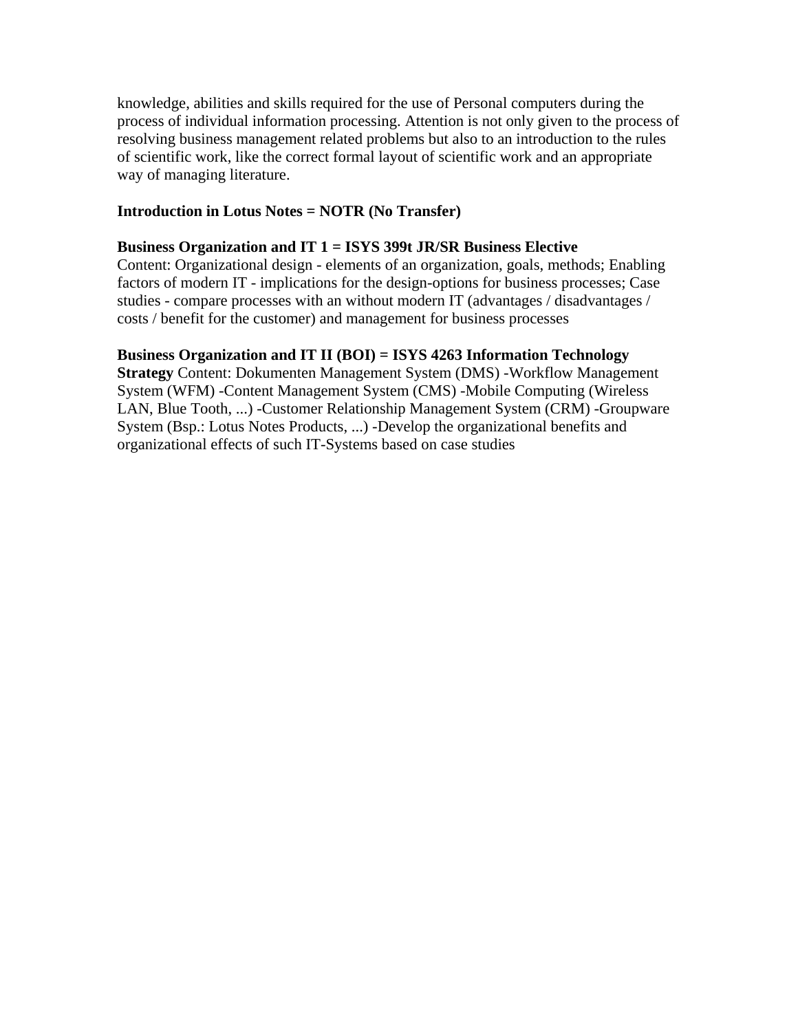knowledge, abilities and skills required for the use of Personal computers during the process of individual information processing. Attention is not only given to the process of resolving business management related problems but also to an introduction to the rules of scientific work, like the correct formal layout of scientific work and an appropriate way of managing literature.

**Introduction in Lotus Notes = NOTR (No Transfer)**

**Business Organization and IT 1 = ISYS 399t JR/SR Business Elective**
Content: Organizational design - elements of an organization, goals, methods; Enabling factors of modern IT - implications for the design-options for business processes; Case studies - compare processes with an without modern IT (advantages / disadvantages / costs / benefit for the customer) and management for business processes

**Business Organization and IT II (BOI) = ISYS 4263 Information Technology Strategy** Content: Dokumenten Management System (DMS) -Workflow Management System (WFM) -Content Management System (CMS) -Mobile Computing (Wireless LAN, Blue Tooth, ...) -Customer Relationship Management System (CRM) -Groupware System (Bsp.: Lotus Notes Products, ...) -Develop the organizational benefits and organizational effects of such IT-Systems based on case studies